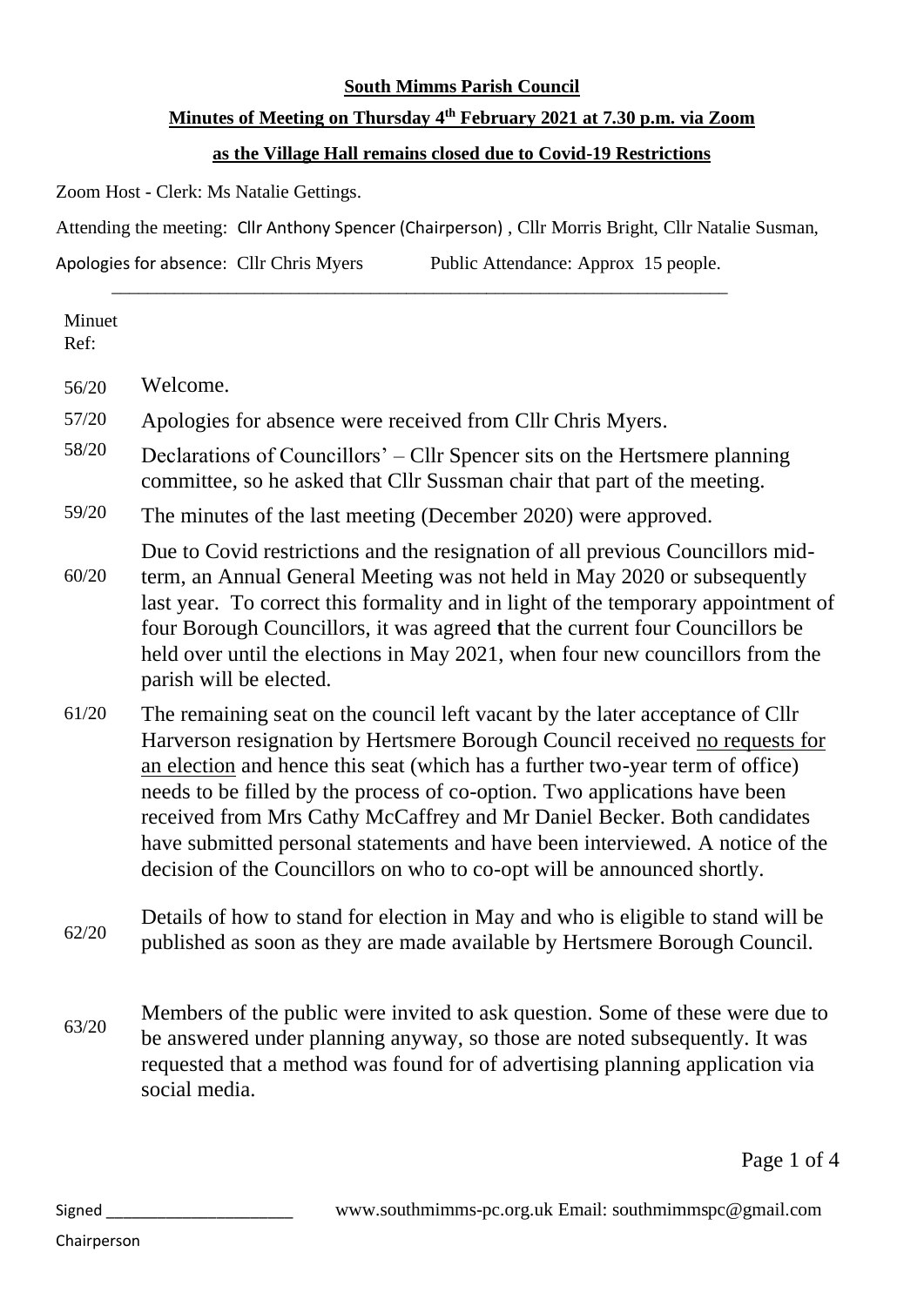**South Mimms Parish Council**

**Minutes of Meeting on Thursday 4th February 2021 at 7.30 p.m. via Zoom**

**as the Village Hall remains closed due to Covid-19 Restrictions**

Zoom Host - Clerk: Ms Natalie Gettings.

Attending the meeting: Cllr Anthony Spencer (Chairperson) , Cllr Morris Bright, Cllr Natalie Susman,

Apologies for absence: Cllr Chris Myers    Public Attendance: Approx 15 people.

---

| Minuet Ref: | |
|---|---|
| 56/20 | Welcome. |
| 57/20 | Apologies for absence were received from Cllr Chris Myers. |
| 58/20 | Declarations of Councillors' – Cllr Spencer sits on the Hertsmere planning committee, so he asked that Cllr Sussman chair that part of the meeting. |
| 59/20 | The minutes of the last meeting (December 2020) were approved. |
| 60/20 | Due to Covid restrictions and the resignation of all previous Councillors mid-term, an Annual General Meeting was not held in May 2020 or subsequently last year. To correct this formality and in light of the temporary appointment of four Borough Councillors, it was agreed that the current four Councillors be held over until the elections in May 2021, when four new councillors from the parish will be elected. |
| 61/20 | The remaining seat on the council left vacant by the later acceptance of Cllr Harverson resignation by Hertsmere Borough Council received no requests for an election and hence this seat (which has a further two-year term of office) needs to be filled by the process of co-option. Two applications have been received from Mrs Cathy McCaffrey and Mr Daniel Becker. Both candidates have submitted personal statements and have been interviewed. A notice of the decision of the Councillors on who to co-opt will be announced shortly. |
| 62/20 | Details of how to stand for election in May and who is eligible to stand will be published as soon as they are made available by Hertsmere Borough Council. |
| 63/20 | Members of the public were invited to ask question. Some of these were due to be answered under planning anyway, so those are noted subsequently. It was requested that a method was found for of advertising planning application via social media. |

Signed ______________________
Chairperson

www.southmimms-pc.org.uk Email: southmimmspc@gmail.com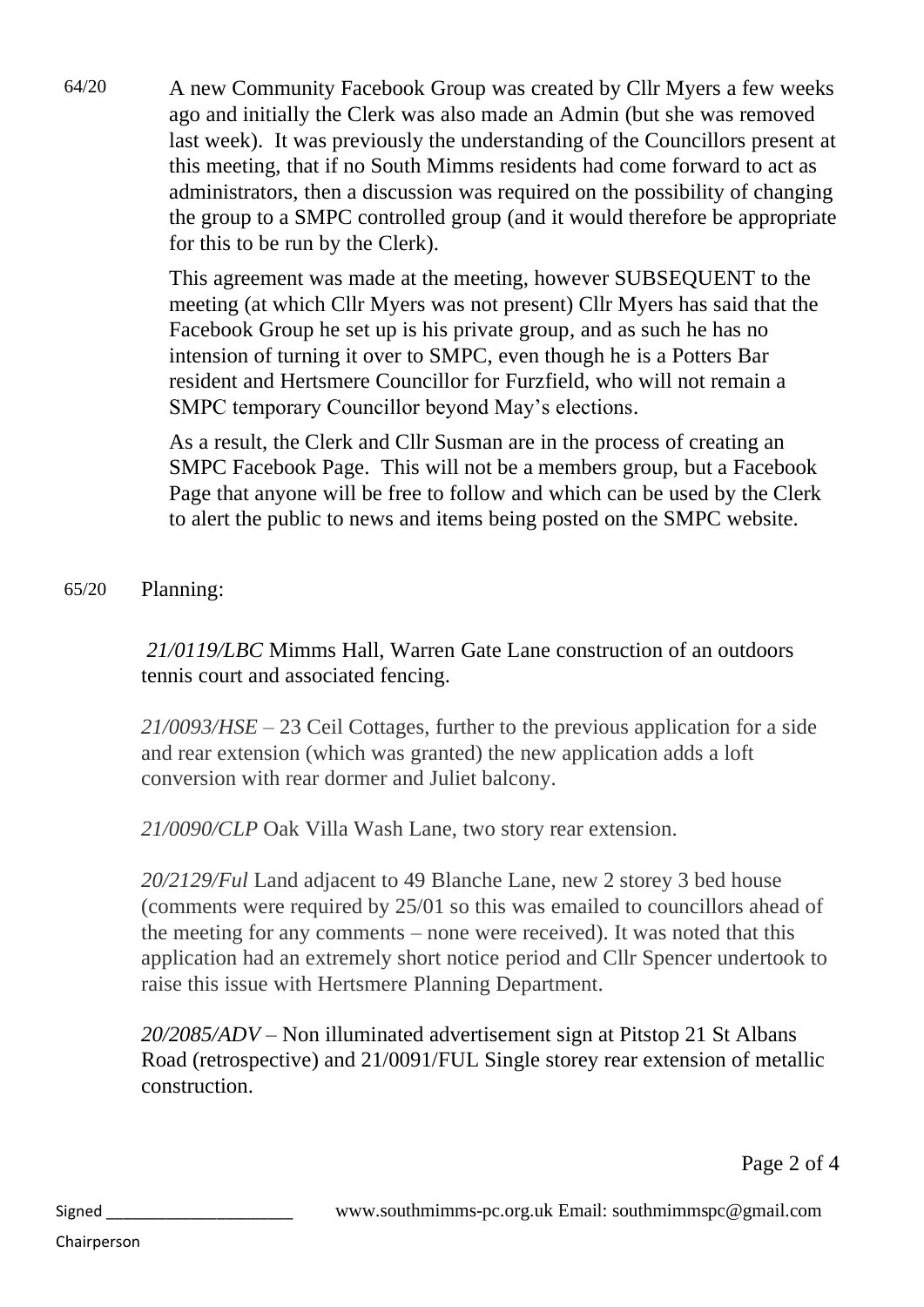64/20 A new Community Facebook Group was created by Cllr Myers a few weeks ago and initially the Clerk was also made an Admin (but she was removed last week). It was previously the understanding of the Councillors present at this meeting, that if no South Mimms residents had come forward to act as administrators, then a discussion was required on the possibility of changing the group to a SMPC controlled group (and it would therefore be appropriate for this to be run by the Clerk).

This agreement was made at the meeting, however SUBSEQUENT to the meeting (at which Cllr Myers was not present) Cllr Myers has said that the Facebook Group he set up is his private group, and as such he has no intension of turning it over to SMPC, even though he is a Potters Bar resident and Hertsmere Councillor for Furzfield, who will not remain a SMPC temporary Councillor beyond May's elections.

As a result, the Clerk and Cllr Susman are in the process of creating an SMPC Facebook Page. This will not be a members group, but a Facebook Page that anyone will be free to follow and which can be used by the Clerk to alert the public to news and items being posted on the SMPC website.

65/20 Planning:

*21/0119/LBC* Mimms Hall, Warren Gate Lane construction of an outdoors tennis court and associated fencing.

*21/0093/HSE* – 23 Ceil Cottages, further to the previous application for a side and rear extension (which was granted) the new application adds a loft conversion with rear dormer and Juliet balcony.

*21/0090/CLP* Oak Villa Wash Lane, two story rear extension.

*20/2129/Ful* Land adjacent to 49 Blanche Lane, new 2 storey 3 bed house (comments were required by 25/01 so this was emailed to councillors ahead of the meeting for any comments – none were received). It was noted that this application had an extremely short notice period and Cllr Spencer undertook to raise this issue with Hertsmere Planning Department.

*20/2085/ADV* – Non illuminated advertisement sign at Pitstop 21 St Albans Road (retrospective) and 21/0091/FUL Single storey rear extension of metallic construction.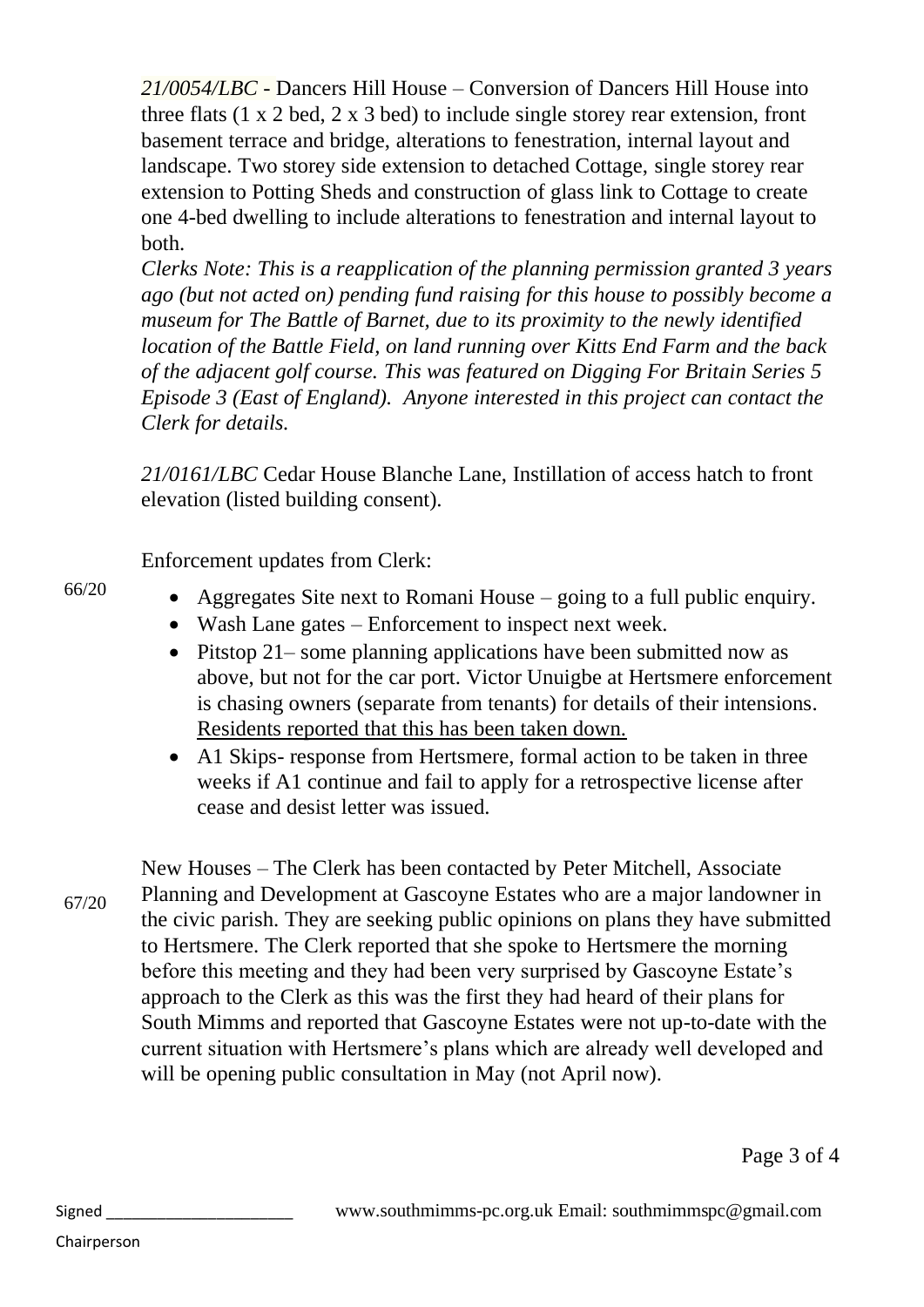*21/0054/LBC* - Dancers Hill House – Conversion of Dancers Hill House into three flats (1 x 2 bed, 2 x 3 bed) to include single storey rear extension, front basement terrace and bridge, alterations to fenestration, internal layout and landscape. Two storey side extension to detached Cottage, single storey rear extension to Potting Sheds and construction of glass link to Cottage to create one 4-bed dwelling to include alterations to fenestration and internal layout to both.

*Clerks Note: This is a reapplication of the planning permission granted 3 years ago (but not acted on) pending fund raising for this house to possibly become a museum for The Battle of Barnet, due to its proximity to the newly identified location of the Battle Field, on land running over Kitts End Farm and the back of the adjacent golf course. This was featured on Digging For Britain Series 5 Episode 3 (East of England). Anyone interested in this project can contact the Clerk for details.*

*21/0161/LBC* Cedar House Blanche Lane, Instillation of access hatch to front elevation (listed building consent).

66/20

Enforcement updates from Clerk:

- Aggregates Site next to Romani House – going to a full public enquiry.
- Wash Lane gates – Enforcement to inspect next week.
- Pitstop 21– some planning applications have been submitted now as above, but not for the car port. Victor Unuigbe at Hertsmere enforcement is chasing owners (separate from tenants) for details of their intensions. Residents reported that this has been taken down.
- A1 Skips- response from Hertsmere, formal action to be taken in three weeks if A1 continue and fail to apply for a retrospective license after cease and desist letter was issued.

67/20

New Houses – The Clerk has been contacted by Peter Mitchell, Associate Planning and Development at Gascoyne Estates who are a major landowner in the civic parish. They are seeking public opinions on plans they have submitted to Hertsmere. The Clerk reported that she spoke to Hertsmere the morning before this meeting and they had been very surprised by Gascoyne Estate's approach to the Clerk as this was the first they had heard of their plans for South Mimms and reported that Gascoyne Estates were not up-to-date with the current situation with Hertsmere's plans which are already well developed and will be opening public consultation in May (not April now).

Signed ______________________

Chairperson

www.southmimms-pc.org.uk Email: southmimmspc@gmail.com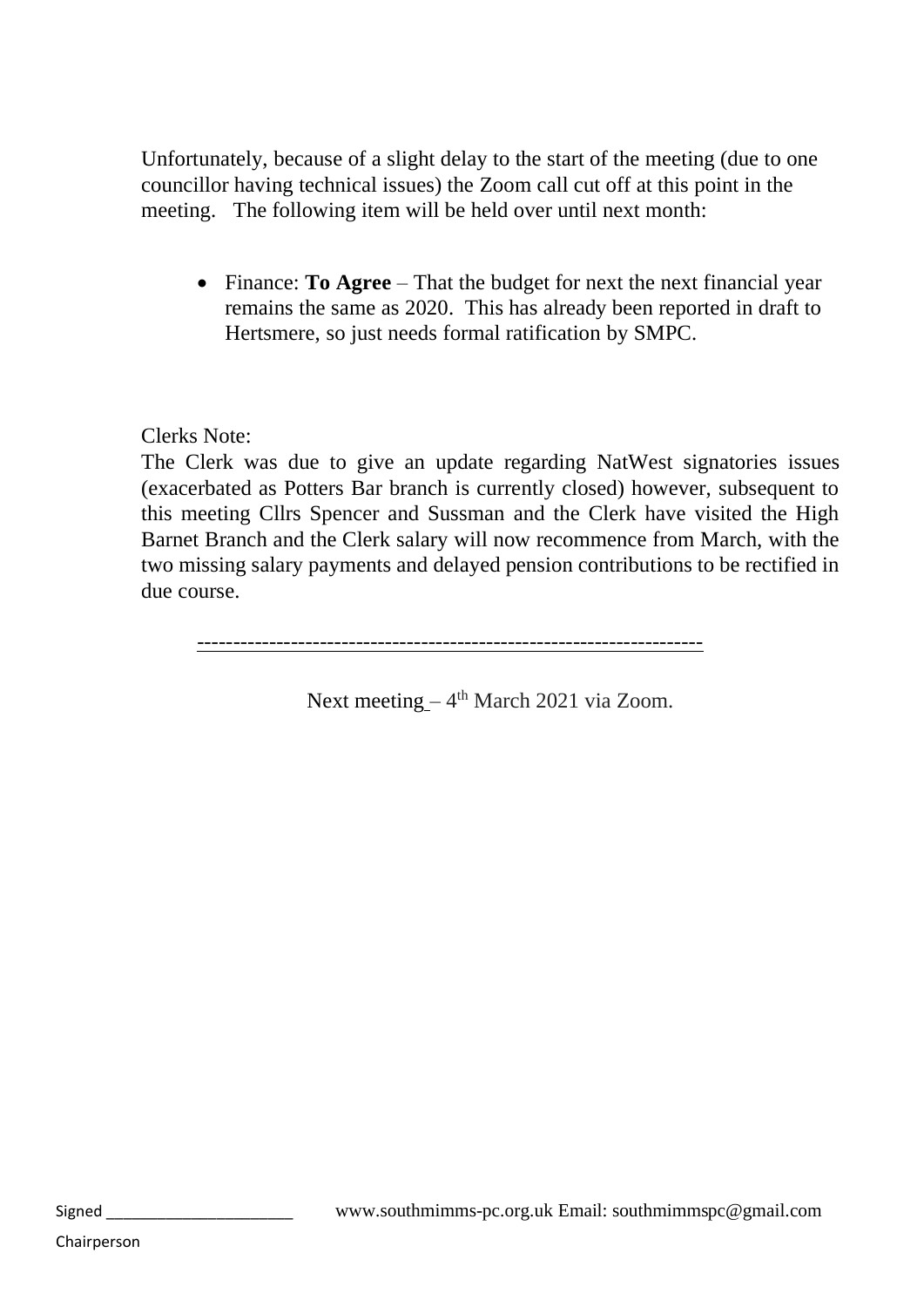Unfortunately, because of a slight delay to the start of the meeting (due to one councillor having technical issues) the Zoom call cut off at this point in the meeting. The following item will be held over until next month:

- Finance: **To Agree** – That the budget for next the next financial year remains the same as 2020. This has already been reported in draft to Hertsmere, so just needs formal ratification by SMPC.

Clerks Note:

The Clerk was due to give an update regarding NatWest signatories issues (exacerbated as Potters Bar branch is currently closed) however, subsequent to this meeting Cllrs Spencer and Sussman and the Clerk have visited the High Barnet Branch and the Clerk salary will now recommence from March, with the two missing salary payments and delayed pension contributions to be rectified in due course.

---

Next meeting – 4th March 2021 via Zoom.

Signed ______________________ www.southmimms-pc.org.uk Email: southmimmspc@gmail.com

Chairperson